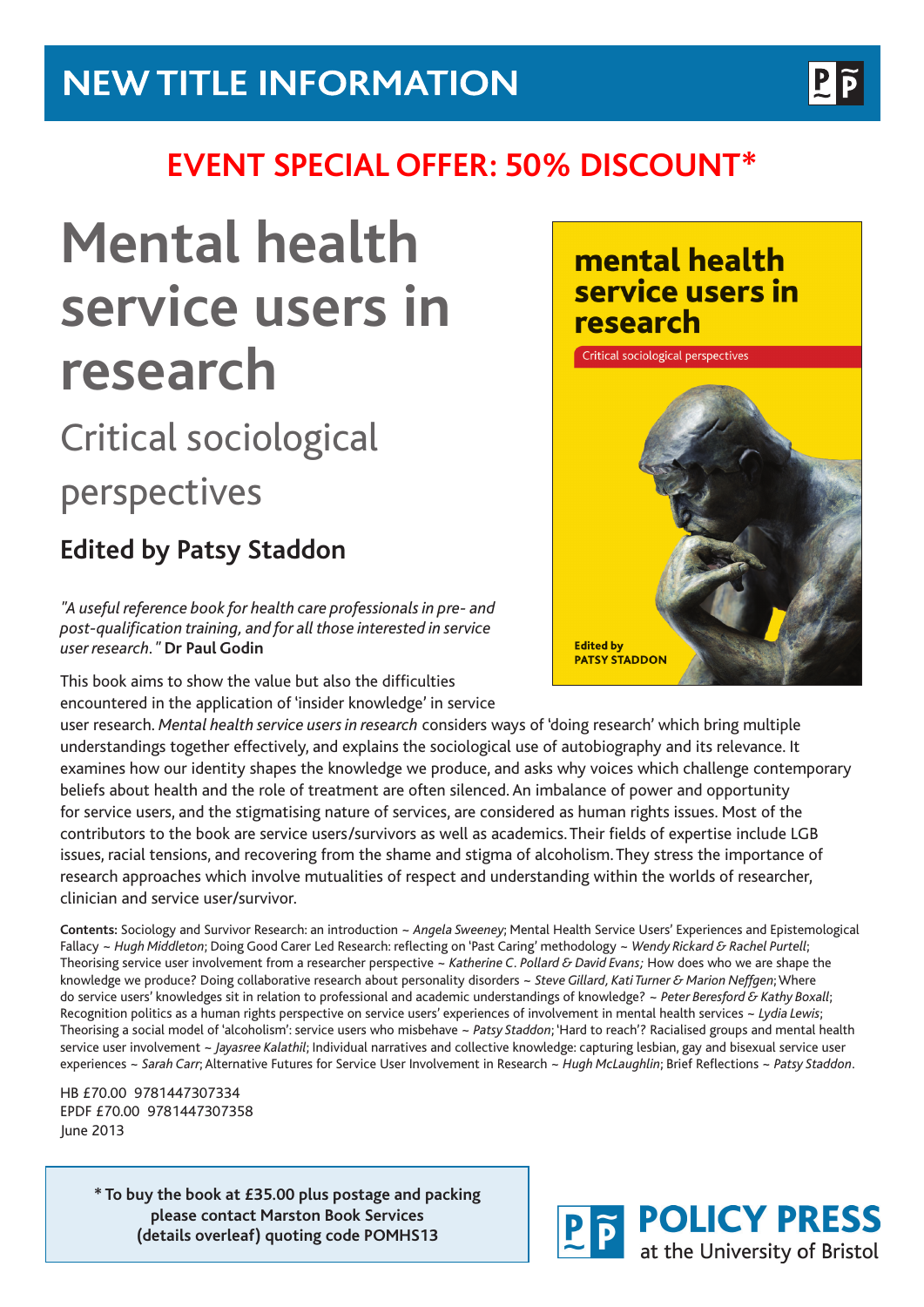# NEW TITLE INFORMATION

## EVENT SPECIAL OFFER: 50% DISCOUNT*

# Mental health service users in research

## Critical sociological perspectives

### Edited by Patsy Staddon

*"A useful reference book for health care professionals in pre- and post-qualification training, and for all those interested in service user research."* **Dr Paul Godin**

This book aims to show the value but also the difficulties encountered in the application of 'insider knowledge' in service user research. *Mental health service users in research* considers ways of 'doing research' which bring multiple understandings together effectively, and explains the sociological use of autobiography and its relevance. It examines how our identity shapes the knowledge we produce, and asks why voices which challenge contemporary beliefs about health and the role of treatment are often silenced. An imbalance of power and opportunity for service users, and the stigmatising nature of services, are considered as human rights issues. Most of the contributors to the book are service users/survivors as well as academics. Their fields of expertise include LGB issues, racial tensions, and recovering from the shame and stigma of alcoholism. They stress the importance of research approaches which involve mutualities of respect and understanding within the worlds of researcher, clinician and service user/survivor.

**Contents:** Sociology and Survivor Research: an introduction ~ *Angela Sweeney*; Mental Health Service Users' Experiences and Epistemological Fallacy ~ *Hugh Middleton*; Doing Good Carer Led Research: reflecting on 'Past Caring' methodology ~ *Wendy Rickard & Rachel Purtell*; Theorising service user involvement from a researcher perspective ~ *Katherine C. Pollard & David Evans;* How does who we are shape the knowledge we produce? Doing collaborative research about personality disorders ~ *Steve Gillard, Kati Turner & Marion Neffgen*; Where do service users' knowledges sit in relation to professional and academic understandings of knowledge? ~ *Peter Beresford & Kathy Boxall*; Recognition politics as a human rights perspective on service users' experiences of involvement in mental health services ~ *Lydia Lewis*; Theorising a social model of 'alcoholism': service users who misbehave ~ *Patsy Staddon*; 'Hard to reach'? Racialised groups and mental health service user involvement ~ *Jayasree Kalathil*; Individual narratives and collective knowledge: capturing lesbian, gay and bisexual service user experiences ~ *Sarah Carr*; Alternative Futures for Service User Involvement in Research ~ *Hugh McLaughlin*; Brief Reflections ~ *Patsy Staddon*.

HB £70.00 9781447307334
EPDF £70.00 9781447307358
June 2013

**\* To buy the book at £35.00 plus postage and packing please contact Marston Book Services (details overleaf) quoting code POMHS13**

**POLICY PRESS**
at the University of Bristol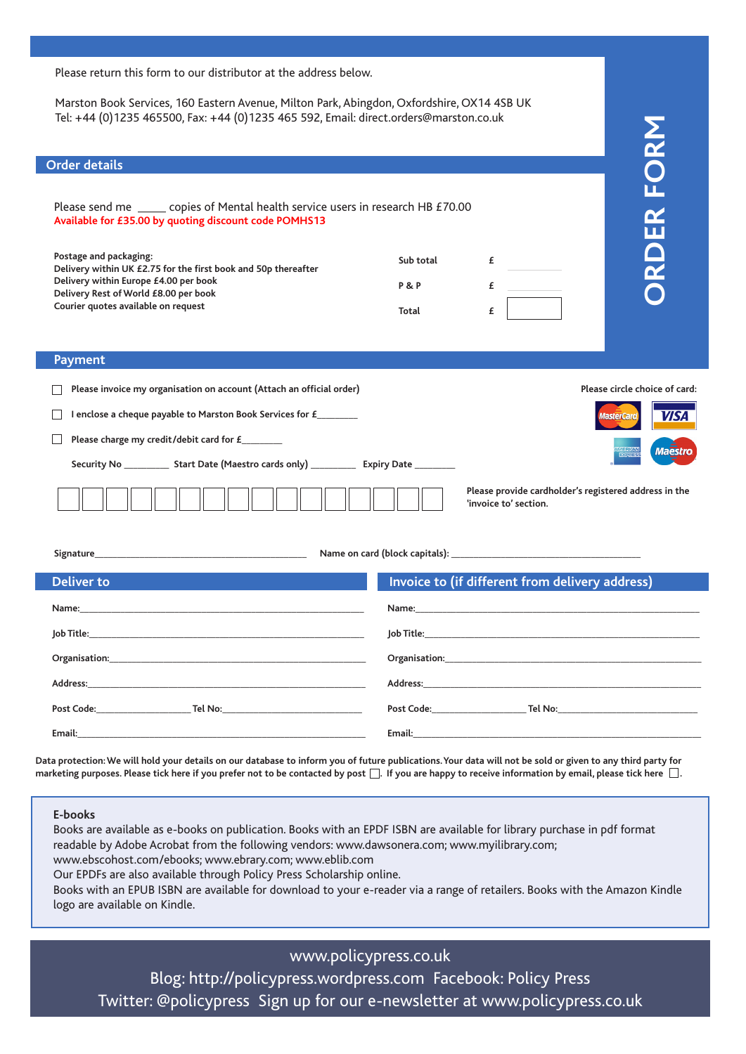# ORDER FORM

Please return this form to our distributor at the address below.

Marston Book Services, 160 Eastern Avenue, Milton Park, Abingdon, Oxfordshire, OX14 4SB UK
Tel: +44 (0)1235 465500, Fax: +44 (0)1235 465 592, Email: direct.orders@marston.co.uk

## Order details

Please send me _____ copies of Mental health service users in research HB £70.00
**Available for £35.00 by quoting discount code POMHS13**

**Postage and packaging:**
**Delivery within UK £2.75 for the first book and 50p thereafter**
**Delivery within Europe £4.00 per book**
**Delivery Rest of World £8.00 per book**
**Courier quotes available on request**

| | | |
|---|---|---|
| Sub total | £ | |
| P & P | £ | |
| Total | £ | |

## Payment

- ☐ Please invoice my organisation on account (Attach an official order)
- ☐ I enclose a cheque payable to Marston Book Services for £________
- ☐ Please charge my credit/debit card for £________

Please circle choice of card: MasterCard, VISA, American Express, Maestro

Security No ________ Start Date (Maestro cards only) ________ Expiry Date ________

Please provide cardholder's registered address in the 'invoice to' section.

Signature________________________ Name on card (block capitals): ________________________

## Deliver to

Name:________________________

Job Title:________________________

Organisation:________________________

Address:________________________

Post Code:____________ Tel No:____________

Email:________________________

## Invoice to (if different from delivery address)

Name:________________________

Job Title:________________________

Organisation:________________________

Address:________________________

Post Code:____________ Tel No:____________

Email:________________________

**Data protection: We will hold your details on our database to inform you of future publications. Your data will not be sold or given to any third party for marketing purposes. Please tick here if you prefer not to be contacted by post ☐. If you are happy to receive information by email, please tick here ☐.**

### E-books

Books are available as e-books on publication. Books with an EPDF ISBN are available for library purchase in pdf format readable by Adobe Acrobat from the following vendors: www.dawsonera.com; www.myilibrary.com; www.ebscohost.com/ebooks; www.ebrary.com; www.eblib.com
Our EPDFs are also available through Policy Press Scholarship online.
Books with an EPUB ISBN are available for download to your e-reader via a range of retailers. Books with the Amazon Kindle logo are available on Kindle.

www.policypress.co.uk
Blog: http://policypress.wordpress.com Facebook: Policy Press
Twitter: @policypress Sign up for our e-newsletter at www.policypress.co.uk